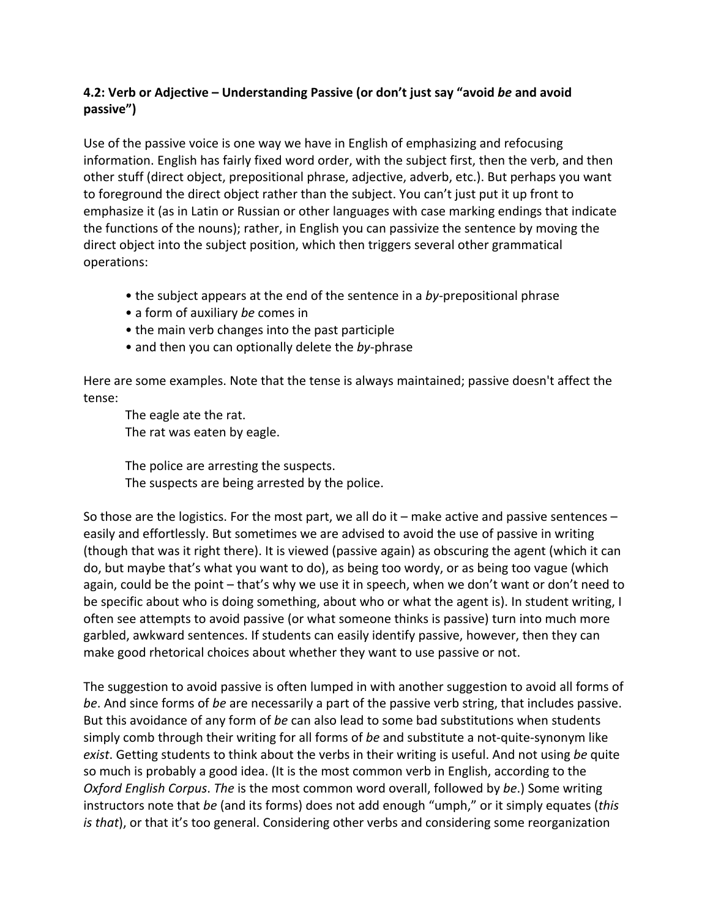**4.2: Verb or Adjective – Understanding Passive (or don't just say "avoid *be* and avoid passive")**

Use of the passive voice is one way we have in English of emphasizing and refocusing information. English has fairly fixed word order, with the subject first, then the verb, and then other stuff (direct object, prepositional phrase, adjective, adverb, etc.). But perhaps you want to foreground the direct object rather than the subject. You can't just put it up front to emphasize it (as in Latin or Russian or other languages with case marking endings that indicate the functions of the nouns); rather, in English you can passivize the sentence by moving the direct object into the subject position, which then triggers several other grammatical operations:

- the subject appears at the end of the sentence in a *by*-prepositional phrase
- a form of auxiliary *be* comes in
- the main verb changes into the past participle
- and then you can optionally delete the *by*-phrase

Here are some examples. Note that the tense is always maintained; passive doesn't affect the tense:

> The eagle ate the rat.
> The rat was eaten by eagle.
>
> The police are arresting the suspects.
> The suspects are being arrested by the police.

So those are the logistics. For the most part, we all do it – make active and passive sentences – easily and effortlessly. But sometimes we are advised to avoid the use of passive in writing (though that was it right there). It is viewed (passive again) as obscuring the agent (which it can do, but maybe that's what you want to do), as being too wordy, or as being too vague (which again, could be the point – that's why we use it in speech, when we don't want or don't need to be specific about who is doing something, about who or what the agent is). In student writing, I often see attempts to avoid passive (or what someone thinks is passive) turn into much more garbled, awkward sentences. If students can easily identify passive, however, then they can make good rhetorical choices about whether they want to use passive or not.

The suggestion to avoid passive is often lumped in with another suggestion to avoid all forms of *be*. And since forms of *be* are necessarily a part of the passive verb string, that includes passive. But this avoidance of any form of *be* can also lead to some bad substitutions when students simply comb through their writing for all forms of *be* and substitute a not-quite-synonym like *exist*. Getting students to think about the verbs in their writing is useful. And not using *be* quite so much is probably a good idea. (It is the most common verb in English, according to the *Oxford English Corpus*. *The* is the most common word overall, followed by *be*.) Some writing instructors note that *be* (and its forms) does not add enough "umph," or it simply equates (*this is that*), or that it's too general. Considering other verbs and considering some reorganization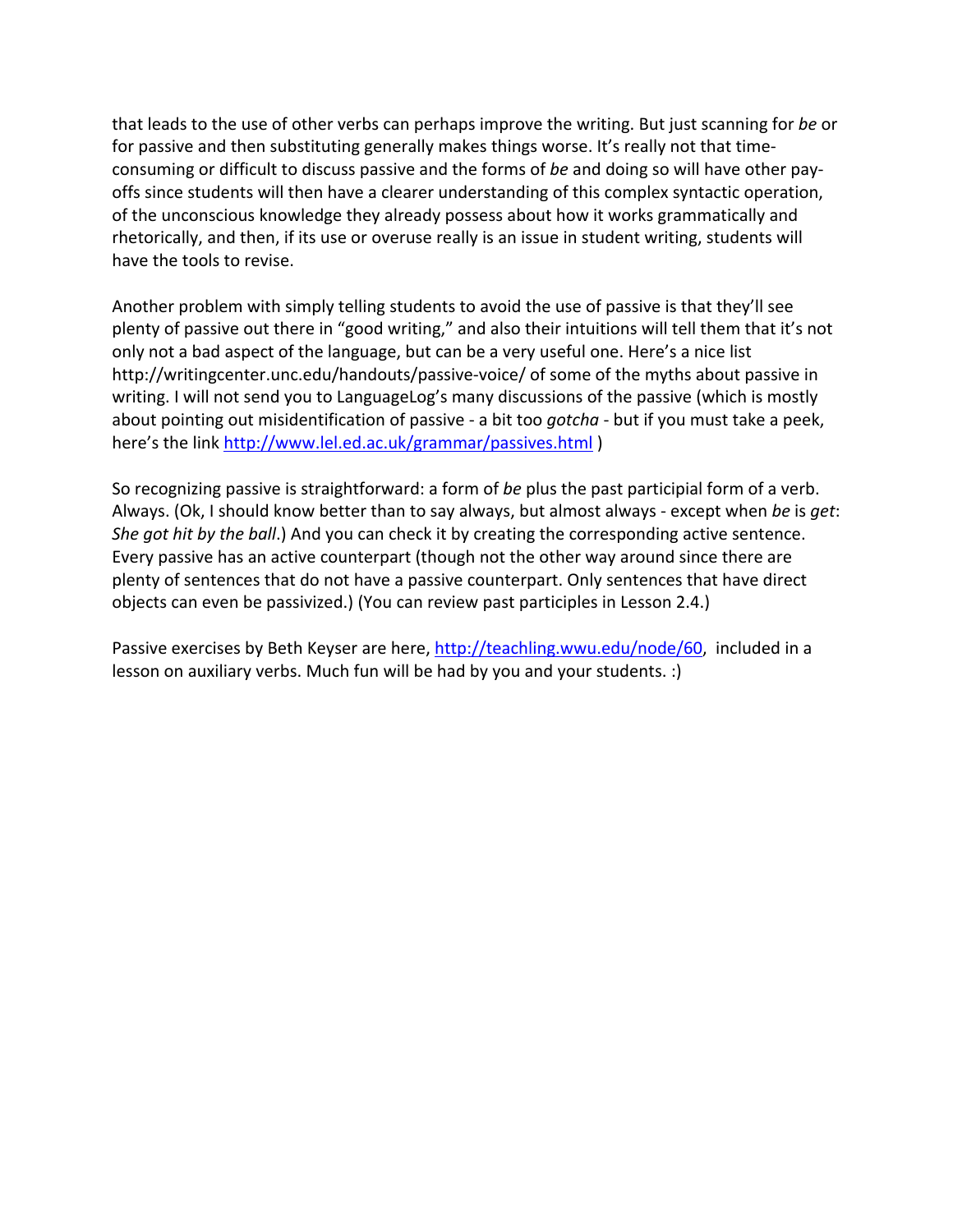that leads to the use of other verbs can perhaps improve the writing. But just scanning for *be* or for passive and then substituting generally makes things worse. It's really not that time-consuming or difficult to discuss passive and the forms of *be* and doing so will have other pay-offs since students will then have a clearer understanding of this complex syntactic operation, of the unconscious knowledge they already possess about how it works grammatically and rhetorically, and then, if its use or overuse really is an issue in student writing, students will have the tools to revise.

Another problem with simply telling students to avoid the use of passive is that they'll see plenty of passive out there in "good writing," and also their intuitions will tell them that it's not only not a bad aspect of the language, but can be a very useful one. Here's a nice list http://writingcenter.unc.edu/handouts/passive-voice/ of some of the myths about passive in writing. I will not send you to LanguageLog's many discussions of the passive (which is mostly about pointing out misidentification of passive - a bit too *gotcha* - but if you must take a peek, here's the link http://www.lel.ed.ac.uk/grammar/passives.html )

So recognizing passive is straightforward: a form of *be* plus the past participial form of a verb. Always. (Ok, I should know better than to say always, but almost always - except when *be* is *get*: *She got hit by the ball*.) And you can check it by creating the corresponding active sentence. Every passive has an active counterpart (though not the other way around since there are plenty of sentences that do not have a passive counterpart. Only sentences that have direct objects can even be passivized.) (You can review past participles in Lesson 2.4.)

Passive exercises by Beth Keyser are here, http://teachling.wwu.edu/node/60, included in a lesson on auxiliary verbs. Much fun will be had by you and your students. :)